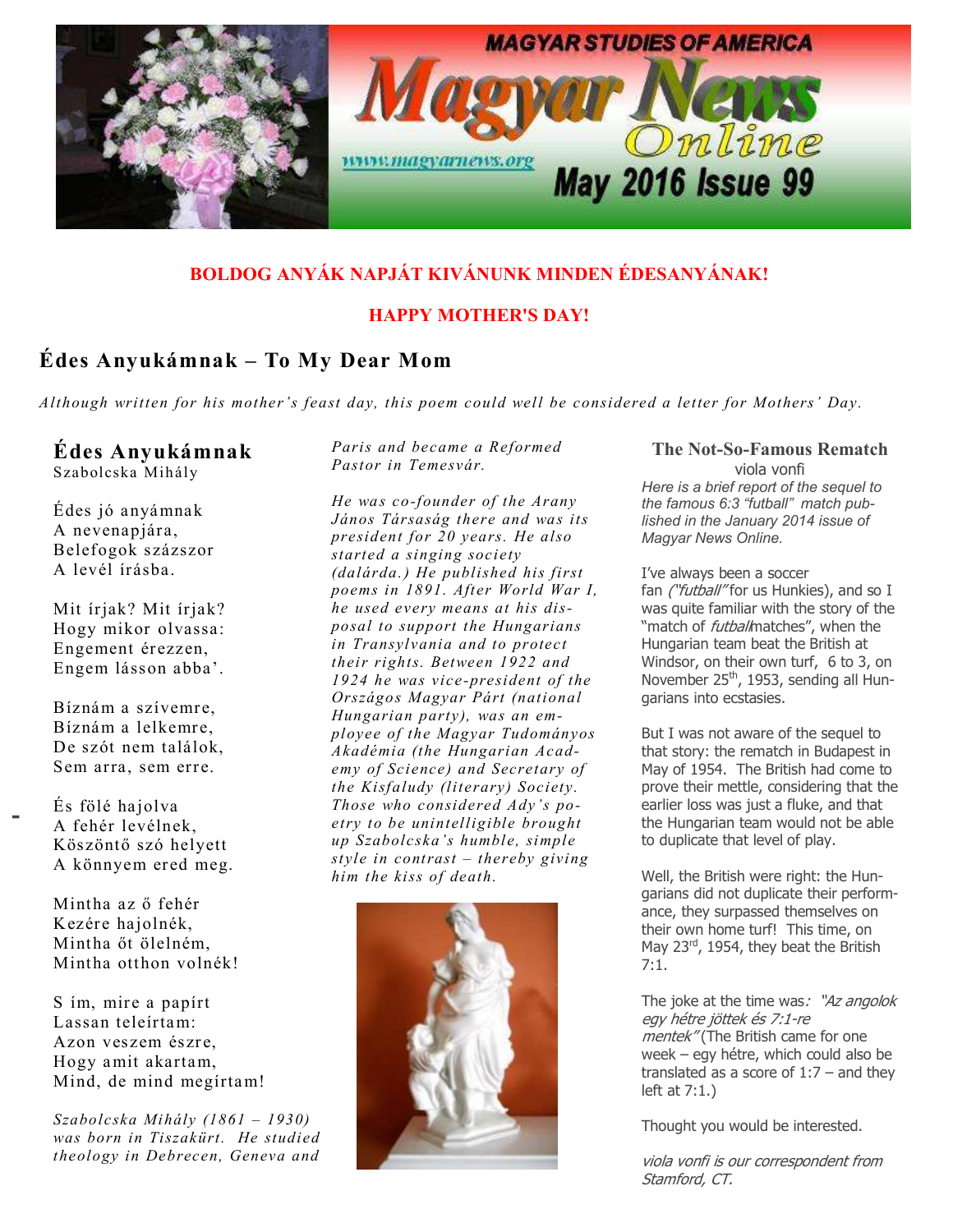# Magyar News Online

MAGYAR STUDIES OF AMERICA

www.magyarnews.org

May 2016 Issue 99

**BOLDOG ANYÁK NAPJÁT KIVÁNUNK MINDEN ÉDESANYÁNAK!**

**HAPPY MOTHER'S DAY!**

## Édes Anyukámnak – To My Dear Mom

*Although written for his mother's feast day, this poem could well be considered a letter for Mothers' Day.*

### Édes Anyukámnak

Szabolcska Mihály

Édes jó anyámnak
A nevenapjára,
Belefogok százszor
A levél írásba.

Mit írjak? Mit írjak?
Hogy mikor olvassa:
Engemet érezzen,
Engem lásson abba'.

Bíznám a szívemre,
Bíznám a lelkemre,
De szót nem találok,
Sem arra, sem erre.

És fölé hajolva
A fehér levélnek,
Köszöntő szó helyett
A könnyem ered meg.

Mintha az ő fehér
Kezére hajolnék,
Mintha őt ölelném,
Mintha otthon volnék!

S ím, mire a papírt
Lassan teleírtam:
Azon veszem észre,
Hogy amit akartam,
Mind, de mind megírtam!

*Szabolcska Mihály (1861 – 1930) was born in Tiszakürt. He studied theology in Debrecen, Geneva and Paris and became a Reformed Pastor in Temesvár.*

*He was co-founder of the Arany János Társaság there and was its president for 20 years. He also started a singing society (dalárda.) He published his first poems in 1891. After World War I, he used every means at his disposal to support the Hungarians in Transylvania and to protect their rights. Between 1922 and 1924 he was vice-president of the Országos Magyar Párt (national Hungarian party), was an employee of the Magyar Tudományos Akadémia (the Hungarian Academy of Science) and Secretary of the Kisfaludy (literary) Society. Those who considered Ady's poetry to be unintelligible brought up Szabolcska's humble, simple style in contrast – thereby giving him the kiss of death.*

### The Not-So-Famous Rematch

viola vonfi

*Here is a brief report of the sequel to the famous 6:3 "futball" match published in the January 2014 issue of Magyar News Online.*

I've always been a soccer fan *("futball"* for us Hunkies), and so I was quite familiar with the story of the "match of *futball* matches", when the Hungarian team beat the British at Windsor, on their own turf, 6 to 3, on November 25th, 1953, sending all Hungarians into ecstasies.

But I was not aware of the sequel to that story: the rematch in Budapest in May of 1954. The British had come to prove their mettle, considering that the earlier loss was just a fluke, and that the Hungarian team would not be able to duplicate that level of play.

Well, the British were right: the Hungarians did not duplicate their performance, they surpassed themselves on their own home turf! This time, on May 23rd, 1954, they beat the British 7:1.

The joke at the time was: *"Az angolok egy hétre jöttek és 7:1-re mentek"* (The British came for one week – egy hétre, which could also be translated as a score of 1:7 – and they left at 7:1.)

Thought you would be interested.

*viola vonfi is our correspondent from Stamford, CT.*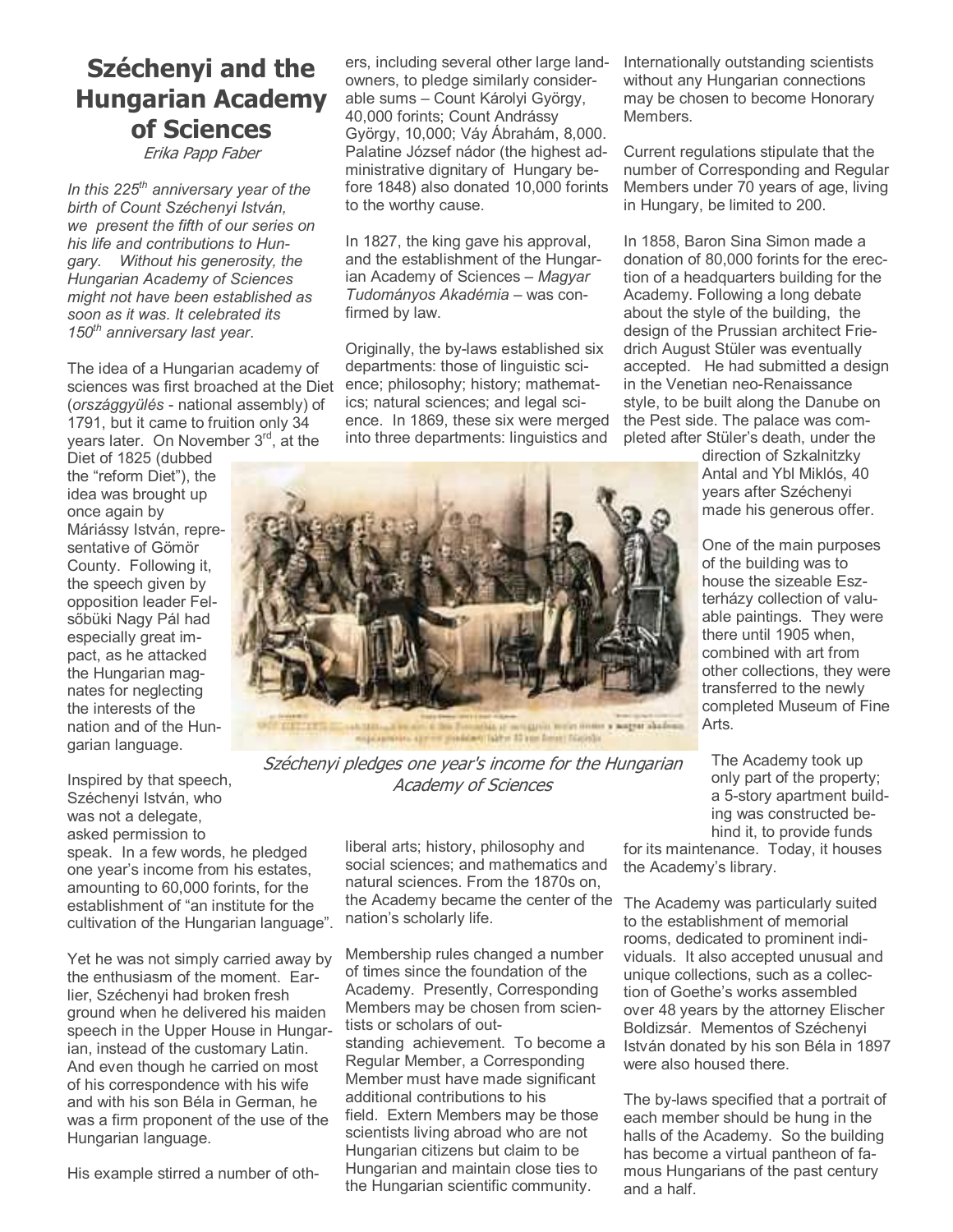# Széchenyi and the Hungarian Academy of Sciences

*Erika Papp Faber*

*In this 225th anniversary year of the birth of Count Széchenyi István, we present the fifth of our series on his life and contributions to Hungary. Without his generosity, the Hungarian Academy of Sciences might not have been established as soon as it was. It celebrated its 150th anniversary last year.*

The idea of a Hungarian academy of sciences was first broached at the Diet (*országgyülés* - national assembly) of 1791, but it came to fruition only 34 years later. On November 3rd, at the Diet of 1825 (dubbed the "reform Diet"), the idea was brought up once again by Máriássy István, representative of Gömör County. Following it, the speech given by opposition leader Felsőbüki Nagy Pál had especially great impact, as he attacked the Hungarian magnates for neglecting the interests of the nation and of the Hungarian language.

Inspired by that speech, Széchenyi István, who was not a delegate, asked permission to speak. In a few words, he pledged one year's income from his estates, amounting to 60,000 forints, for the establishment of "an institute for the cultivation of the Hungarian language".

Yet he was not simply carried away by the enthusiasm of the moment. Earlier, Széchenyi had broken fresh ground when he delivered his maiden speech in the Upper House in Hungarian, instead of the customary Latin. And even though he carried on most of his correspondence with his wife and with his son Béla in German, he was a firm proponent of the use of the Hungarian language.

His example stirred a number of others, including several other large landowners, to pledge similarly considerable sums – Count Károlyi György, 40,000 forints; Count Andrássy György, 10,000; Váy Ábrahám, 8,000. Palatine József nádor (the highest administrative dignitary of Hungary before 1848) also donated 10,000 forints to the worthy cause.

In 1827, the king gave his approval, and the establishment of the Hungarian Academy of Sciences – *Magyar Tudományos Akadémia* – was confirmed by law.

Originally, the by-laws established six departments: those of linguistic science; philosophy; history; mathematics; natural sciences; and legal science. In 1869, these six were merged into three departments: linguistics and liberal arts; history, philosophy and social sciences; and mathematics and natural sciences. From the 1870s on, the Academy became the center of the nation's scholarly life.

*Széchenyi pledges one year's income for the Hungarian Academy of Sciences*

Membership rules changed a number of times since the foundation of the Academy. Presently, Corresponding Members may be chosen from scientists or scholars of outstanding achievement. To become a Regular Member, a Corresponding Member must have made significant additional contributions to his field. Extern Members may be those scientists living abroad who are not Hungarian citizens but claim to be Hungarian and maintain close ties to the Hungarian scientific community. Internationally outstanding scientists without any Hungarian connections may be chosen to become Honorary Members.

Current regulations stipulate that the number of Corresponding and Regular Members under 70 years of age, living in Hungary, be limited to 200.

In 1858, Baron Sina Simon made a donation of 80,000 forints for the erection of a headquarters building for the Academy. Following a long debate about the style of the building, the design of the Prussian architect Friedrich August Stüler was eventually accepted. He had submitted a design in the Venetian neo-Renaissance style, to be built along the Danube on the Pest side. The palace was completed after Stüler's death, under the direction of Szkalnitzky Antal and Ybl Miklós, 40 years after Széchenyi made his generous offer.

One of the main purposes of the building was to house the sizeable Eszterházy collection of valuable paintings. They were there until 1905 when, combined with art from other collections, they were transferred to the newly completed Museum of Fine Arts.

The Academy took up only part of the property; a 5-story apartment building was constructed behind it, to provide funds for its maintenance. Today, it houses the Academy's library.

The Academy was particularly suited to the establishment of memorial rooms, dedicated to prominent individuals. It also accepted unusual and unique collections, such as a collection of Goethe's works assembled over 48 years by the attorney Elischer Boldizsár. Mementos of Széchenyi István donated by his son Béla in 1897 were also housed there.

The by-laws specified that a portrait of each member should be hung in the halls of the Academy. So the building has become a virtual pantheon of famous Hungarians of the past century and a half.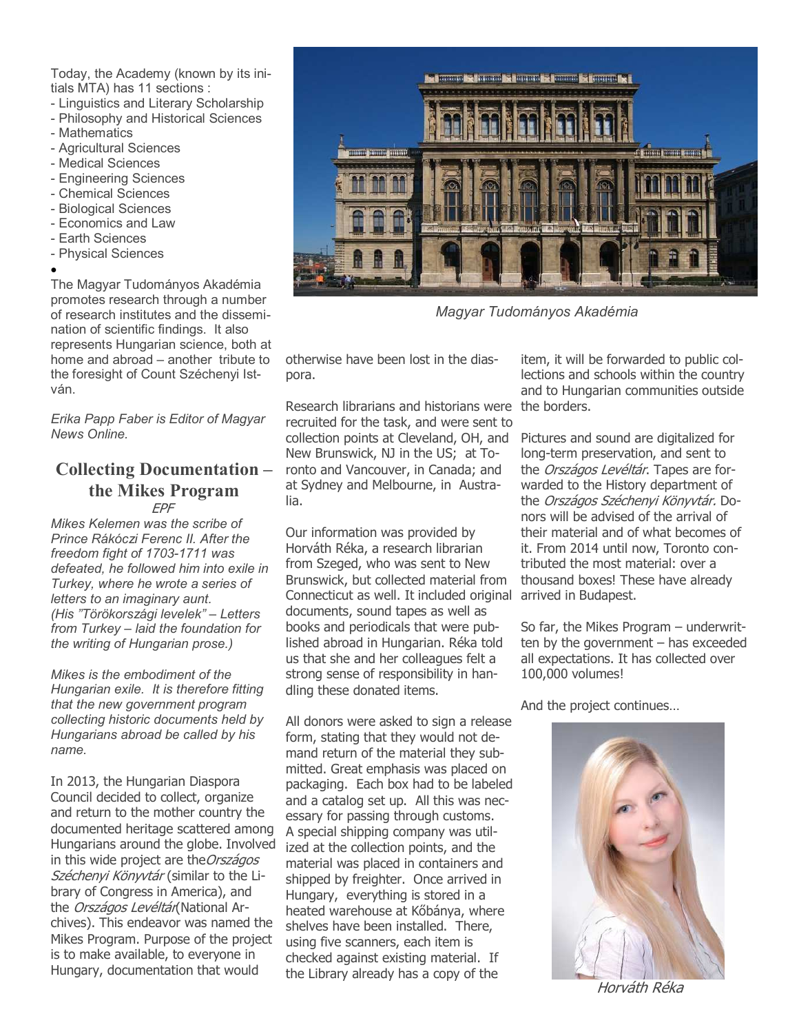Today, the Academy (known by its initials MTA) has 11 sections :

- Linguistics and Literary Scholarship
- Philosophy and Historical Sciences
- Mathematics
- Agricultural Sciences
- Medical Sciences
- Engineering Sciences
- Chemical Sciences
- Biological Sciences
- Economics and Law
- Earth Sciences
- Physical Sciences

The Magyar Tudományos Akadémia promotes research through a number of research institutes and the dissemination of scientific findings. It also represents Hungarian science, both at home and abroad – another tribute to the foresight of Count Széchenyi István.

*Erika Papp Faber is Editor of Magyar News Online.*

*Magyar Tudományos Akadémia*

## Collecting Documentation – the Mikes Program

*EPF*

*Mikes Kelemen was the scribe of Prince Rákóczi Ferenc II. After the freedom fight of 1703-1711 was defeated, he followed him into exile in Turkey, where he wrote a series of letters to an imaginary aunt. (His "Törökországi levelek" – Letters from Turkey – laid the foundation for the writing of Hungarian prose.)*

*Mikes is the embodiment of the Hungarian exile. It is therefore fitting that the new government program collecting historic documents held by Hungarians abroad be called by his name.*

In 2013, the Hungarian Diaspora Council decided to collect, organize and return to the mother country the documented heritage scattered among Hungarians around the globe. Involved in this wide project are the *Országos Széchenyi Könyvtár* (similar to the Library of Congress in America), and the *Országos Levéltár* (National Archives). This endeavor was named the Mikes Program. Purpose of the project is to make available, to everyone in Hungary, documentation that would otherwise have been lost in the diaspora.

Research librarians and historians were recruited for the task, and were sent to collection points at Cleveland, OH, and New Brunswick, NJ in the US; at Toronto and Vancouver, in Canada; and at Sydney and Melbourne, in Australia.

Our information was provided by Horváth Réka, a research librarian from Szeged, who was sent to New Brunswick, but collected material from Connecticut as well. It included original documents, sound tapes as well as books and periodicals that were published abroad in Hungarian. Réka told us that she and her colleagues felt a strong sense of responsibility in handling these donated items.

All donors were asked to sign a release form, stating that they would not demand return of the material they submitted. Great emphasis was placed on packaging. Each box had to be labeled and a catalog set up. All this was necessary for passing through customs. A special shipping company was utilized at the collection points, and the material was placed in containers and shipped by freighter. Once arrived in Hungary, everything is stored in a heated warehouse at Kőbánya, where shelves have been installed. There, using five scanners, each item is checked against existing material. If the Library already has a copy of the item, it will be forwarded to public collections and schools within the country and to Hungarian communities outside the borders.

Pictures and sound are digitalized for long-term preservation, and sent to the *Országos Levéltár*. Tapes are forwarded to the History department of the *Országos Széchenyi Könyvtár*. Donors will be advised of the arrival of their material and of what becomes of it. From 2014 until now, Toronto contributed the most material: over a thousand boxes! These have already arrived in Budapest.

So far, the Mikes Program – underwritten by the government – has exceeded all expectations. It has collected over 100,000 volumes!

And the project continues…

*Horváth Réka*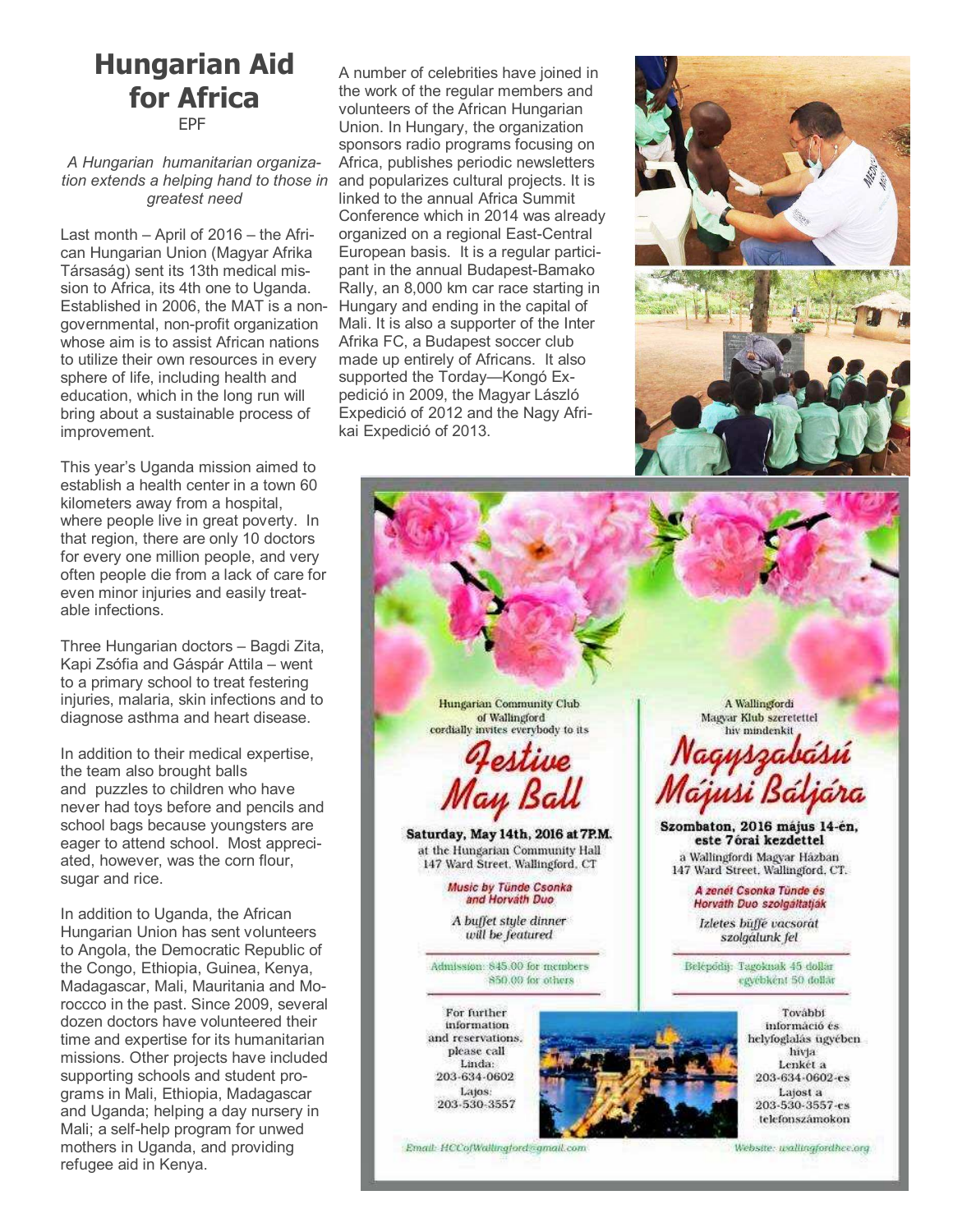# Hungarian Aid for Africa

EPF

*A Hungarian humanitarian organization extends a helping hand to those in greatest need*

Last month – April of 2016 – the African Hungarian Union (Magyar Afrika Társaság) sent its 13th medical mission to Africa, its 4th one to Uganda. Established in 2006, the MAT is a non-governmental, non-profit organization whose aim is to assist African nations to utilize their own resources in every sphere of life, including health and education, which in the long run will bring about a sustainable process of improvement.

This year's Uganda mission aimed to establish a health center in a town 60 kilometers away from a hospital, where people live in great poverty. In that region, there are only 10 doctors for every one million people, and very often people die from a lack of care for even minor injuries and easily treatable infections.

Three Hungarian doctors – Bagdi Zita, Kapi Zsófia and Gáspár Attila – went to a primary school to treat festering injuries, malaria, skin infections and to diagnose asthma and heart disease.

In addition to their medical expertise, the team also brought balls and puzzles to children who have never had toys before and pencils and school bags because youngsters are eager to attend school. Most appreciated, however, was the corn flour, sugar and rice.

In addition to Uganda, the African Hungarian Union has sent volunteers to Angola, the Democratic Republic of the Congo, Ethiopia, Guinea, Kenya, Madagascar, Mali, Mauritania and Moroccco in the past. Since 2009, several dozen doctors have volunteered their time and expertise for its humanitarian missions. Other projects have included supporting schools and student programs in Mali, Ethiopia, Madagascar and Uganda; helping a day nursery in Mali; a self-help program for unwed mothers in Uganda, and providing refugee aid in Kenya.

A number of celebrities have joined in the work of the regular members and volunteers of the African Hungarian Union. In Hungary, the organization sponsors radio programs focusing on Africa, publishes periodic newsletters and popularizes cultural projects. It is linked to the annual Africa Summit Conference which in 2014 was already organized on a regional East-Central European basis. It is a regular participant in the annual Budapest-Bamako Rally, an 8,000 km car race starting in Hungary and ending in the capital of Mali. It is also a supporter of the Inter Afrika FC, a Budapest soccer club made up entirely of Africans. It also supported the Torday—Kongó Expedició in 2009, the Magyar László Expedició of 2012 and the Nagy Afrikai Expedició of 2013.

---

Hungarian Community Club of Wallingford cordially invites everybody to its

## Festive May Ball

**Saturday, May 14th, 2016 at 7P.M.**
at the Hungarian Community Hall
147 Ward Street, Wallingford, CT

*Music by Tünde Csonka and Horváth Duo*

*A buffet style dinner will be featured*

Admission: $45.00 for members
$50.00 for others

For further information and reservations, please call
Linda: 203-634-0602
Lajos: 203-530-3557

A Wallingfordi Magyar Klub szeretettel hív mindenkit

## Nagyszabású Májusi Báljára

**Szombaton, 2016 május 14-én, este 7órai kezdettel**
a Wallingfordi Magyar Házban
147 Ward Street, Wallingford, CT.

*A zenét Csonka Tünde és Horváth Duo szolgáltatják*

*Izletes büffé vacsorát szolgálunk fel*

Belépődíj: Tagoknak 45 dollár
egyébként 50 dollár

További információ és helyfoglalás ügyében hívja
Lenkét a 203-634-0602-es
Lajost a 203-530-3557-es telefonszámokon

Email: HCCofWallingford@gmail.com

Website: wallingfordhcc.org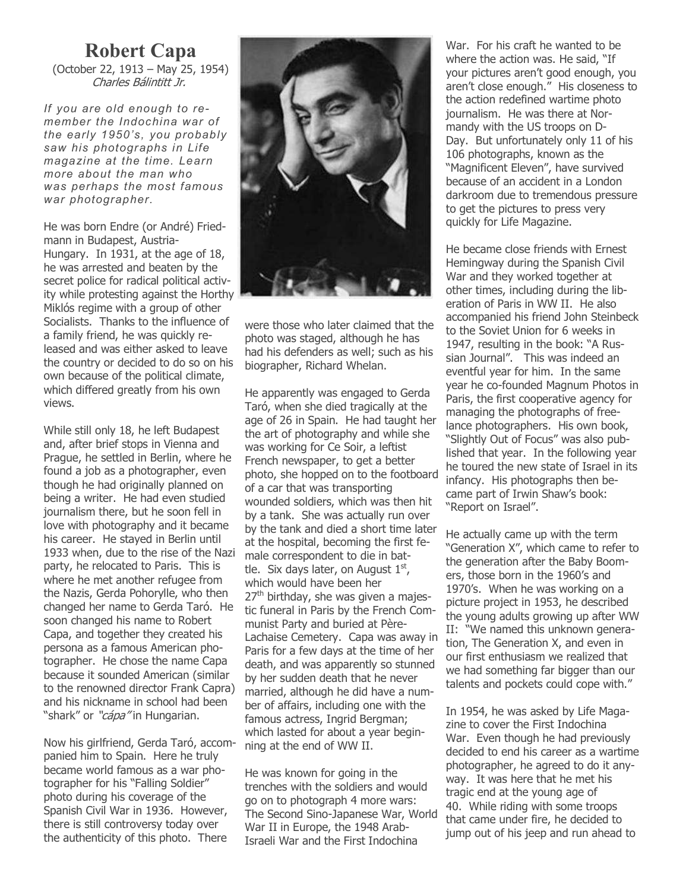# Robert Capa

(October 22, 1913 – May 25, 1954)

*Charles Bálintitt Jr.*

*If you are old enough to remember the Indochina war of the early 1950's, you probably saw his photographs in Life magazine at the time. Learn more about the man who was perhaps the most famous war photographer.*

He was born Endre (or André) Friedmann in Budapest, Austria-Hungary. In 1931, at the age of 18, he was arrested and beaten by the secret police for radical political activity while protesting against the Horthy Miklós regime with a group of other Socialists. Thanks to the influence of a family friend, he was quickly released and was either asked to leave the country or decided to do so on his own because of the political climate, which differed greatly from his own views.

While still only 18, he left Budapest and, after brief stops in Vienna and Prague, he settled in Berlin, where he found a job as a photographer, even though he had originally planned on being a writer. He had even studied journalism there, but he soon fell in love with photography and it became his career. He stayed in Berlin until 1933 when, due to the rise of the Nazi party, he relocated to Paris. This is where he met another refugee from the Nazis, Gerda Pohorylle, who then changed her name to Gerda Taró. He soon changed his name to Robert Capa, and together they created his persona as a famous American photographer. He chose the name Capa because it sounded American (similar to the renowned director Frank Capra) and his nickname in school had been "shark" or *"cápa"* in Hungarian.

Now his girlfriend, Gerda Taró, accompanied him to Spain. Here he truly became world famous as a war photographer for his "Falling Soldier" photo during his coverage of the Spanish Civil War in 1936. However, there is still controversy today over the authenticity of this photo. There were those who later claimed that the photo was staged, although he has had his defenders as well; such as his biographer, Richard Whelan.

He apparently was engaged to Gerda Taró, when she died tragically at the age of 26 in Spain. He had taught her the art of photography and while she was working for Ce Soir, a leftist French newspaper, to get a better photo, she hopped on to the footboard of a car that was transporting wounded soldiers, which was then hit by a tank. She was actually run over by the tank and died a short time later at the hospital, becoming the first female correspondent to die in battle. Six days later, on August 1st, which would have been her 27th birthday, she was given a majestic funeral in Paris by the French Communist Party and buried at Père-Lachaise Cemetery. Capa was away in Paris for a few days at the time of her death, and was apparently so stunned by her sudden death that he never married, although he did have a number of affairs, including one with the famous actress, Ingrid Bergman; which lasted for about a year beginning at the end of WW II.

He was known for going in the trenches with the soldiers and would go on to photograph 4 more wars: The Second Sino-Japanese War, World War II in Europe, the 1948 Arab-Israeli War and the First Indochina War. For his craft he wanted to be where the action was. He said, "If your pictures aren't good enough, you aren't close enough." His closeness to the action redefined wartime photo journalism. He was there at Normandy with the US troops on D-Day. But unfortunately only 11 of his 106 photographs, known as the "Magnificent Eleven", have survived because of an accident in a London darkroom due to tremendous pressure to get the pictures to press very quickly for Life Magazine.

He became close friends with Ernest Hemingway during the Spanish Civil War and they worked together at other times, including during the liberation of Paris in WW II. He also accompanied his friend John Steinbeck to the Soviet Union for 6 weeks in 1947, resulting in the book: "A Russian Journal". This was indeed an eventful year for him. In the same year he co-founded Magnum Photos in Paris, the first cooperative agency for managing the photographs of freelance photographers. His own book, "Slightly Out of Focus" was also published that year. In the following year he toured the new state of Israel in its infancy. His photographs then became part of Irwin Shaw's book: "Report on Israel".

He actually came up with the term "Generation X", which came to refer to the generation after the Baby Boomers, those born in the 1960's and 1970's. When he was working on a picture project in 1953, he described the young adults growing up after WW II: "We named this unknown generation, The Generation X, and even in our first enthusiasm we realized that we had something far bigger than our talents and pockets could cope with."

In 1954, he was asked by Life Magazine to cover the First Indochina War. Even though he had previously decided to end his career as a wartime photographer, he agreed to do it anyway. It was here that he met his tragic end at the young age of 40. While riding with some troops that came under fire, he decided to jump out of his jeep and run ahead to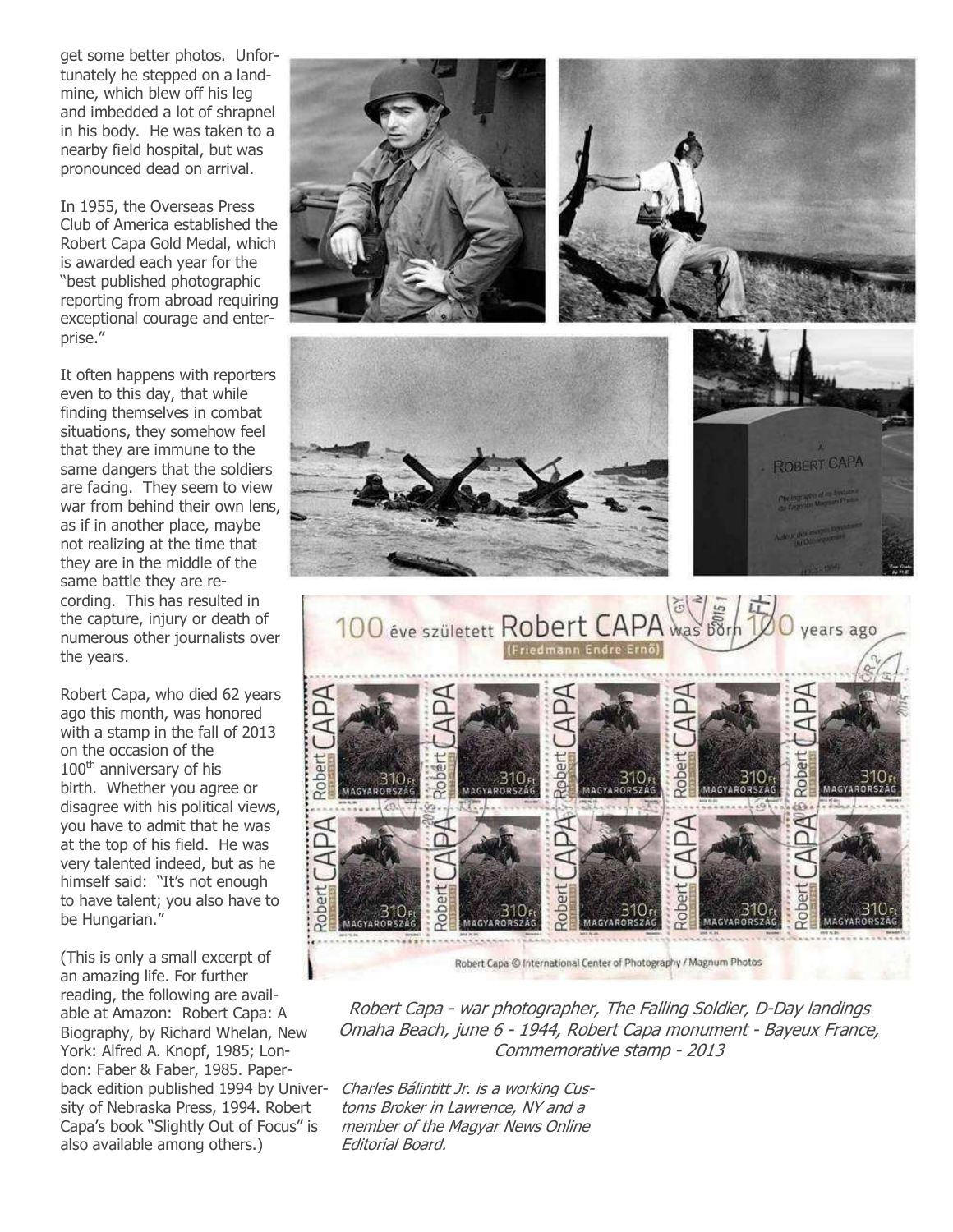get some better photos. Unfortunately he stepped on a landmine, which blew off his leg and imbedded a lot of shrapnel in his body. He was taken to a nearby field hospital, but was pronounced dead on arrival.

In 1955, the Overseas Press Club of America established the Robert Capa Gold Medal, which is awarded each year for the "best published photographic reporting from abroad requiring exceptional courage and enterprise."

It often happens with reporters even to this day, that while finding themselves in combat situations, they somehow feel that they are immune to the same dangers that the soldiers are facing. They seem to view war from behind their own lens, as if in another place, maybe not realizing at the time that they are in the middle of the same battle they are recording. This has resulted in the capture, injury or death of numerous other journalists over the years.

Robert Capa, who died 62 years ago this month, was honored with a stamp in the fall of 2013 on the occasion of the 100th anniversary of his birth. Whether you agree or disagree with his political views, you have to admit that he was at the top of his field. He was very talented indeed, but as he himself said: "It's not enough to have talent; you also have to be Hungarian."

(This is only a small excerpt of an amazing life. For further reading, the following are available at Amazon: Robert Capa: A Biography, by Richard Whelan, New York: Alfred A. Knopf, 1985; London: Faber & Faber, 1985. Paperback edition published 1994 by University of Nebraska Press, 1994. Robert Capa's book "Slightly Out of Focus" is also available among others.)

*Robert Capa - war photographer, The Falling Soldier, D-Day landings Omaha Beach, june 6 - 1944, Robert Capa monument - Bayeux France, Commemorative stamp - 2013*

*Charles Bálintitt Jr. is a working Customs Broker in Lawrence, NY and a member of the Magyar News Online Editorial Board.*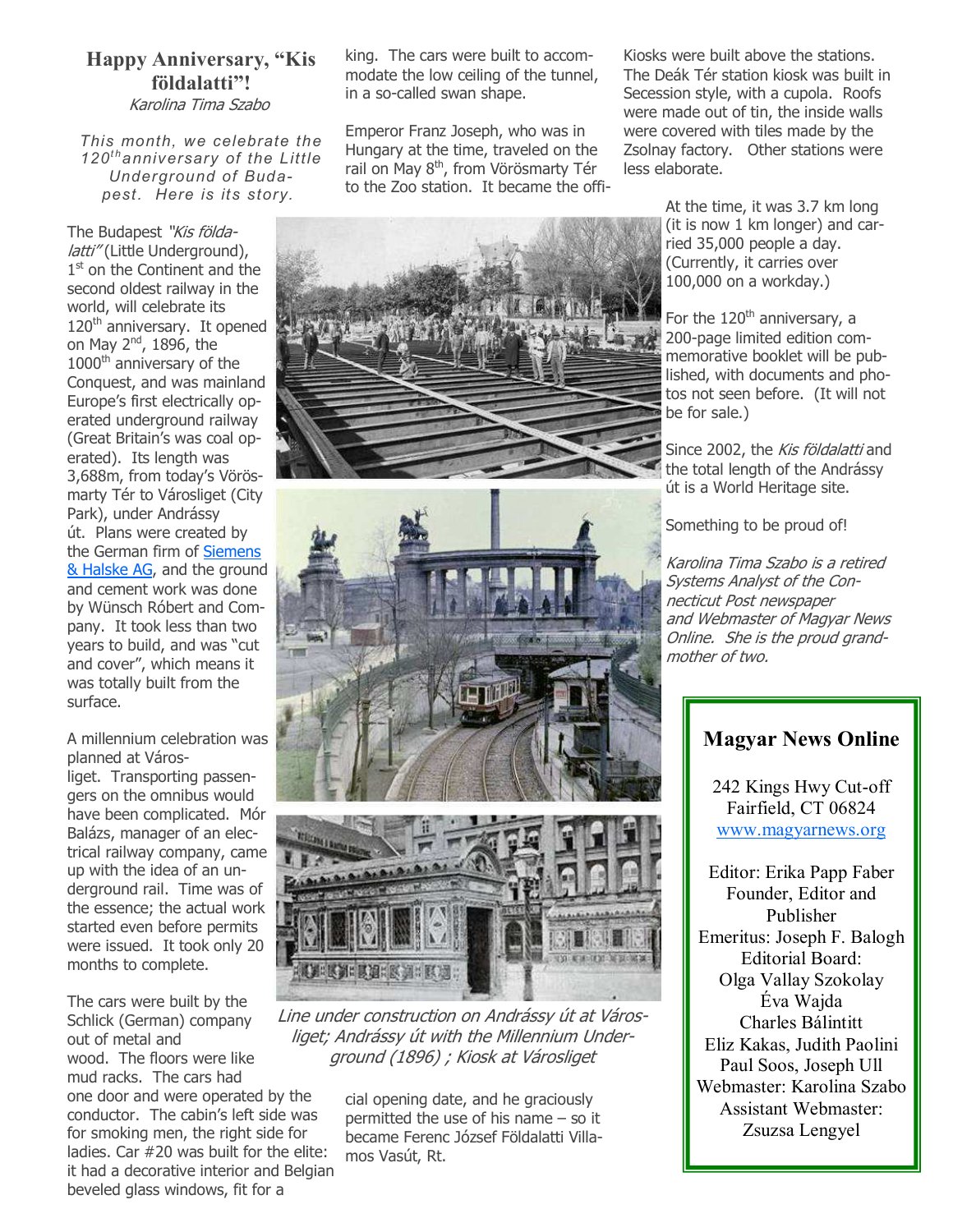## Happy Anniversary, "Kis földalatti"!

*Karolina Tima Szabo*

*This month, we celebrate the 120th anniversary of the Little Underground of Budapest. Here is its story.*

The Budapest *"Kis földalatti"* (Little Underground), 1st on the Continent and the second oldest railway in the world, will celebrate its 120th anniversary. It opened on May 2nd, 1896, the 1000th anniversary of the Conquest, and was mainland Europe's first electrically operated underground railway (Great Britain's was coal operated). Its length was 3,688m, from today's Vörösmarty Tér to Városliget (City Park), under Andrássy út. Plans were created by the German firm of Siemens & Halske AG, and the ground and cement work was done by Wünsch Róbert and Company. It took less than two years to build, and was "cut and cover", which means it was totally built from the surface.

A millennium celebration was planned at Városliget. Transporting passengers on the omnibus would have been complicated. Mór Balázs, manager of an electrical railway company, came up with the idea of an underground rail. Time was of the essence; the actual work started even before permits were issued. It took only 20 months to complete.

The cars were built by the Schlick (German) company out of metal and wood. The floors were like mud racks. The cars had one door and were operated by the conductor. The cabin's left side was for smoking men, the right side for ladies. Car #20 was built for the elite: it had a decorative interior and Belgian beveled glass windows, fit for a king. The cars were built to accommodate the low ceiling of the tunnel, in a so-called swan shape.

Emperor Franz Joseph, who was in Hungary at the time, traveled on the rail on May 8th, from Vörösmarty Tér to the Zoo station. It became the official opening date, and he graciously permitted the use of his name – so it became Ferenc József Földalatti Villamos Vasút, Rt.

Kiosks were built above the stations. The Deák Tér station kiosk was built in Secession style, with a cupola. Roofs were made out of tin, the inside walls were covered with tiles made by the Zsolnay factory. Other stations were less elaborate.

*Line under construction on Andrássy út at Városliget; Andrássy út with the Millennium Underground (1896) ; Kiosk at Városliget*

At the time, it was 3.7 km long (it is now 1 km longer) and carried 35,000 people a day. (Currently, it carries over 100,000 on a workday.)

For the 120th anniversary, a 200-page limited edition commemorative booklet will be published, with documents and photos not seen before. (It will not be for sale.)

Since 2002, the *Kis földalatti* and the total length of the Andrássy út is a World Heritage site.

Something to be proud of!

*Karolina Tima Szabo is a retired Systems Analyst of the Connecticut Post newspaper and Webmaster of Magyar News Online. She is the proud grandmother of two.*

---

**Magyar News Online**

242 Kings Hwy Cut-off
Fairfield, CT 06824
www.magyarnews.org

Editor: Erika Papp Faber
Founder, Editor and Publisher
Emeritus: Joseph F. Balogh
Editorial Board:
Olga Vallay Szokolay
Éva Wajda
Charles Bálintitt
Eliz Kakas, Judith Paolini
Paul Soos, Joseph Ull
Webmaster: Karolina Szabo
Assistant Webmaster:
Zsuzsa Lengyel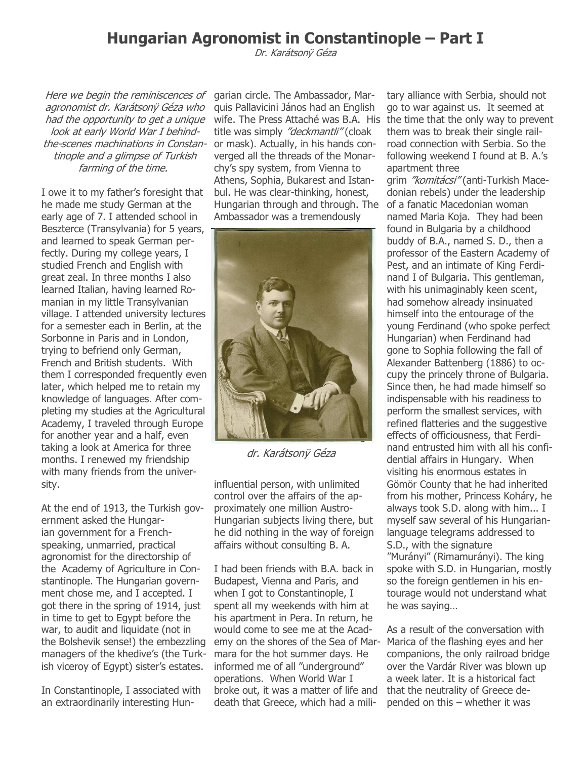# Hungarian Agronomist in Constantinople – Part I

*Dr. Karátsonÿ Géza*

*Here we begin the reminiscences of agronomist dr. Karátsonÿ Géza who had the opportunity to get a unique look at early World War I behind-the-scenes machinations in Constantinople and a glimpse of Turkish farming of the time.*

I owe it to my father's foresight that he made me study German at the early age of 7. I attended school in Beszterce (Transylvania) for 5 years, and learned to speak German perfectly. During my college years, I studied French and English with great zeal. In three months I also learned Italian, having learned Romanian in my little Transylvanian village. I attended university lectures for a semester each in Berlin, at the Sorbonne in Paris and in London, trying to befriend only German, French and British students. With them I corresponded frequently even later, which helped me to retain my knowledge of languages. After completing my studies at the Agricultural Academy, I traveled through Europe for another year and a half, even taking a look at America for three months. I renewed my friendship with many friends from the university.

At the end of 1913, the Turkish government asked the Hungarian government for a French-speaking, unmarried, practical agronomist for the directorship of the Academy of Agriculture in Constantinople. The Hungarian government chose me, and I accepted. I got there in the spring of 1914, just in time to get to Egypt before the war, to audit and liquidate (not in the Bolshevik sense!) the embezzling managers of the khedive's (the Turkish viceroy of Egypt) sister's estates.

In Constantinople, I associated with an extraordinarily interesting Hungarian circle. The Ambassador, Marquis Pallavicini János had an English wife. The Press Attaché was B.A. His title was simply *"deckmantli"* (cloak or mask). Actually, in his hands converged all the threads of the Monarchy's spy system, from Vienna to Athens, Sophia, Bukarest and Istanbul. He was clear-thinking, honest, Hungarian through and through. The Ambassador was a tremendously influential person, with unlimited control over the affairs of the approximately one million Austro-Hungarian subjects living there, but he did nothing in the way of foreign affairs without consulting B. A.

*dr. Karátsonÿ Géza*

I had been friends with B.A. back in Budapest, Vienna and Paris, and when I got to Constantinople, I spent all my weekends with him at his apartment in Pera. In return, he would come to see me at the Academy on the shores of the Sea of Marmara for the hot summer days. He informed me of all "underground" operations. When World War I broke out, it was a matter of life and death that Greece, which had a military alliance with Serbia, should not go to war against us. It seemed at the time that the only way to prevent them was to break their single railroad connection with Serbia. So the following weekend I found at B. A.'s apartment three grim *"komitácsi"* (anti-Turkish Macedonian rebels) under the leadership of a fanatic Macedonian woman named Maria Koja. They had been found in Bulgaria by a childhood buddy of B.A., named S. D., then a professor of the Eastern Academy of Pest, and an intimate of King Ferdinand I of Bulgaria. This gentleman, with his unimaginably keen scent, had somehow already insinuated himself into the entourage of the young Ferdinand (who spoke perfect Hungarian) when Ferdinand had gone to Sophia following the fall of Alexander Battenberg (1886) to occupy the princely throne of Bulgaria. Since then, he had made himself so indispensable with his readiness to perform the smallest services, with refined flatteries and the suggestive effects of officiousness, that Ferdinand entrusted him with all his confidential affairs in Hungary. When visiting his enormous estates in Gömör County that he had inherited from his mother, Princess Koháry, he always took S.D. along with him... I myself saw several of his Hungarian-language telegrams addressed to S.D., with the signature "Murányi" (Rimamurányi). The king spoke with S.D. in Hungarian, mostly so the foreign gentlemen in his entourage would not understand what he was saying…

As a result of the conversation with Marica of the flashing eyes and her companions, the only railroad bridge over the Vardár River was blown up a week later. It is a historical fact that the neutrality of Greece depended on this – whether it was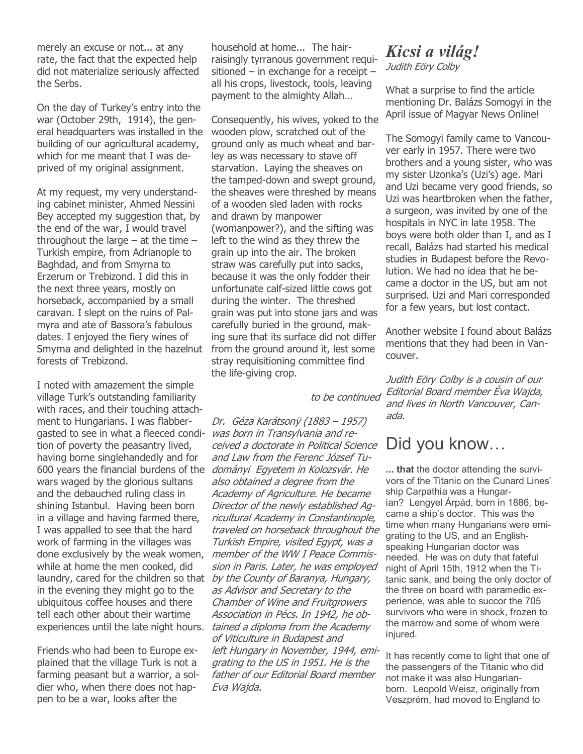merely an excuse or not... at any rate, the fact that the expected help did not materialize seriously affected the Serbs.

On the day of Turkey's entry into the war (October 29th, 1914), the general headquarters was installed in the building of our agricultural academy, which for me meant that I was deprived of my original assignment.

At my request, my very understanding cabinet minister, Ahmed Nessini Bey accepted my suggestion that, by the end of the war, I would travel throughout the large – at the time – Turkish empire, from Adrianople to Baghdad, and from Smyrna to Erzerum or Trebizond. I did this in the next three years, mostly on horseback, accompanied by a small caravan. I slept on the ruins of Palmyra and ate of Bassora's fabulous dates. I enjoyed the fiery wines of Smyrna and delighted in the hazelnut forests of Trebizond.

I noted with amazement the simple village Turk's outstanding familiarity with races, and their touching attachment to Hungarians. I was flabbergasted to see in what a fleeced condition of poverty the peasantry lived, having borne singlehandedly and for 600 years the financial burdens of the wars waged by the glorious sultans and the debauched ruling class in shining Istanbul. Having been born in a village and having farmed there, I was appalled to see that the hard work of farming in the villages was done exclusively by the weak women, while at home the men cooked, did laundry, cared for the children so that in the evening they might go to the ubiquitous coffee houses and there tell each other about their wartime experiences until the late night hours.

Friends who had been to Europe explained that the village Turk is not a farming peasant but a warrior, a soldier who, when there does not happen to be a war, looks after the household at home... The hair-raisingly tyrranous government requisitioned – in exchange for a receipt – all his crops, livestock, tools, leaving payment to the almighty Allah…

Consequently, his wives, yoked to the wooden plow, scratched out of the ground only as much wheat and barley as was necessary to stave off starvation. Laying the sheaves on the tamped-down and swept ground, the sheaves were threshed by means of a wooden sled laden with rocks and drawn by manpower (womanpower?), and the sifting was left to the wind as they threw the grain up into the air. The broken straw was carefully put into sacks, because it was the only fodder their unfortunate calf-sized little cows got during the winter. The threshed grain was put into stone jars and was carefully buried in the ground, making sure that its surface did not differ from the ground around it, lest some stray requisitioning committee find the life-giving crop.

*to be continued*

*Dr. Géza Karátsonÿ (1883 – 1957) was born in Transylvania and received a doctorate in Political Science and Law from the Ferenc József Tudományi Egyetem in Kolozsvár. He also obtained a degree from the Academy of Agriculture. He became Director of the newly established Agricultural Academy in Constantinople, traveled on horseback throughout the Turkish Empire, visited Egypt, was a member of the WW I Peace Commission in Paris. Later, he was employed by the County of Baranya, Hungary, as Advisor and Secretary to the Chamber of Wine and Fruitgrowers Association in Pécs. In 1942, he obtained a diploma from the Academy of Viticulture in Budapest and left Hungary in November, 1944, emigrating to the US in 1951. He is the father of our Editorial Board member Eva Wajda.*

## *Kicsi a világ!*

*Judith Eöry Colby*

What a surprise to find the article mentioning Dr. Balázs Somogyi in the April issue of Magyar News Online!

The Somogyi family came to Vancouver early in 1957. There were two brothers and a young sister, who was my sister Uzonka's (Uzi's) age. Mari and Uzi became very good friends, so Uzi was heartbroken when the father, a surgeon, was invited by one of the hospitals in NYC in late 1958. The boys were both older than I, and as I recall, Balázs had started his medical studies in Budapest before the Revolution. We had no idea that he became a doctor in the US, but am not surprised. Uzi and Mari corresponded for a few years, but lost contact.

Another website I found about Balázs mentions that they had been in Vancouver.

*Judith Eöry Colby is a cousin of our Editorial Board member Éva Wajda, and lives in North Vancouver, Canada.*

## Did you know…

**... that** the doctor attending the survivors of the Titanic on the Cunard Lines' ship Carpathia was a Hungarian? Lengyel Árpád, born in 1886, became a ship's doctor. This was the time when many Hungarians were emigrating to the US, and an English-speaking Hungarian doctor was needed. He was on duty that fateful night of April 15th, 1912 when the Titanic sank, and being the only doctor of the three on board with paramedic experience, was able to succor the 705 survivors who were in shock, frozen to the marrow and some of whom were injured.

It has recently come to light that one of the passengers of the Titanic who did not make it was also Hungarian-born. Leopold Weisz, originally from Veszprém, had moved to England to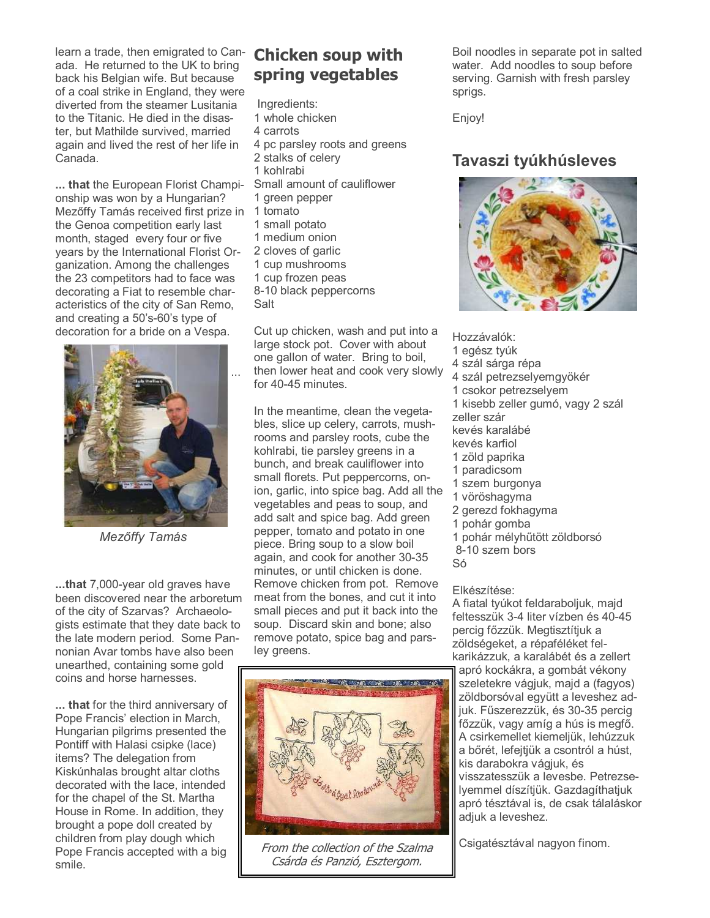learn a trade, then emigrated to Canada. He returned to the UK to bring back his Belgian wife. But because of a coal strike in England, they were diverted from the steamer Lusitania to the Titanic. He died in the disaster, but Mathilde survived, married again and lived the rest of her life in Canada.

**... that** the European Florist Championship was won by a Hungarian? Mezőffy Tamás received first prize in the Genoa competition early last month, staged every four or five years by the International Florist Organization. Among the challenges the 23 competitors had to face was decorating a Fiat to resemble characteristics of the city of San Remo, and creating a 50's-60's type of decoration for a bride on a Vespa.

*Mezőffy Tamás*

**...that** 7,000-year old graves have been discovered near the arboretum of the city of Szarvas? Archaeologists estimate that they date back to the late modern period. Some Pannonian Avar tombs have also been unearthed, containing some gold coins and horse harnesses.

**... that** for the third anniversary of Pope Francis' election in March, Hungarian pilgrims presented the Pontiff with Halasi csipke (lace) items? The delegation from Kiskúnhalas brought altar cloths decorated with the lace, intended for the chapel of the St. Martha House in Rome. In addition, they brought a pope doll created by children from play dough which Pope Francis accepted with a big smile.

## Chicken soup with spring vegetables

Ingredients:
1 whole chicken
4 carrots
4 pc parsley roots and greens
2 stalks of celery
1 kohlrabi
Small amount of cauliflower
1 green pepper
1 tomato
1 small potato
1 medium onion
2 cloves of garlic
1 cup mushrooms
1 cup frozen peas
8-10 black peppercorns
Salt

Cut up chicken, wash and put into a large stock pot. Cover with about one gallon of water. Bring to boil, then lower heat and cook very slowly for 40-45 minutes.

In the meantime, clean the vegetables, slice up celery, carrots, mushrooms and parsley roots, cube the kohlrabi, tie parsley greens in a bunch, and break cauliflower into small florets. Put peppercorns, onion, garlic, into spice bag. Add all the vegetables and peas to soup, and add salt and spice bag. Add green pepper, tomato and potato in one piece. Bring soup to a slow boil again, and cook for another 30-35 minutes, or until chicken is done. Remove chicken from pot. Remove meat from the bones, and cut it into small pieces and put it back into the soup. Discard skin and bone; also remove potato, spice bag and parsley greens.

*From the collection of the Szalma Csárda és Panzió, Esztergom.*

Boil noodles in separate pot in salted water. Add noodles to soup before serving. Garnish with fresh parsley sprigs.

Enjoy!

## Tavaszi tyúkhúsleves

Hozzávalók:
1 egész tyúk
4 szál sárga répa
4 szál petrezselyemgyökér
1 csokor petrezselyem
1 kisebb zeller gumó, vagy 2 szál zeller szár
kevés karalábé
kevés karfiol
1 zöld paprika
1 paradicsom
1 szem burgonya
1 vöröshagyma
2 gerezd fokhagyma
1 pohár gomba
1 pohár mélyhűtött zöldborsó
8-10 szem bors
Só

Elkészítése:
A fiatal tyúkot feldaraboljuk, majd feltesszük 3-4 liter vízben és 40-45 percig főzzük. Megtisztítjuk a zöldségeket, a répaféléket felkarikázzuk, a karalábét és a zellert apró kockákra, a gombát vékony szeletekre vágjuk, majd a (fagyos) zöldborsóval együtt a leveshez adjuk. Fűszerezzük, és 30-35 percig főzzük, vagy amíg a hús is megfő. A csirkemellet kiemeljük, lehúzzuk a bőrét, lefejtjük a csontról a húst, kis darabokra vágjuk, és visszatesszük a levesbe. Petrezselyemmel díszítjük. Gazdagíthatjuk apró tésztával is, de csak tálaláskor adjuk a leveshez.

Csigatésztával nagyon finom.